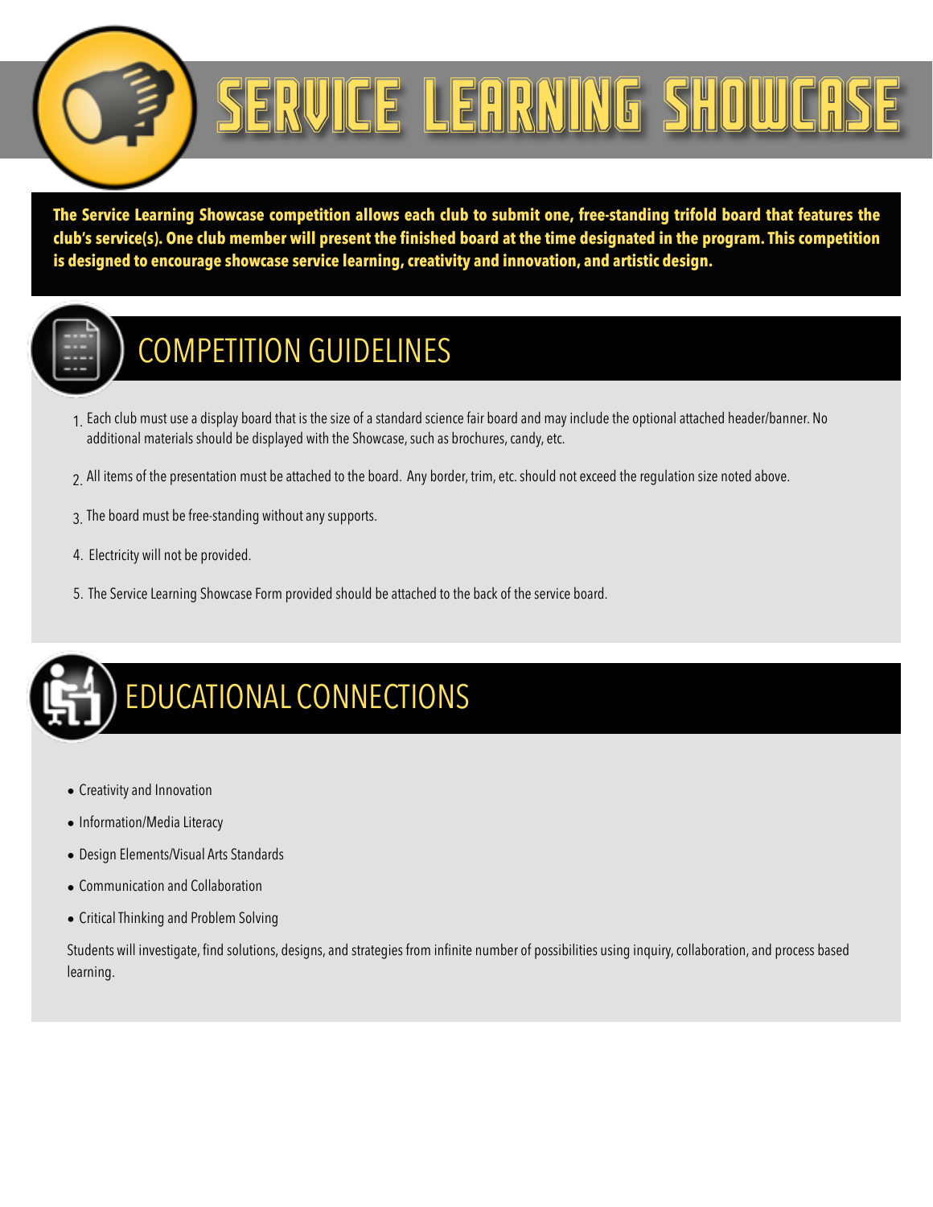# SERVICE LEARNING SHOWCASE

**The Service Learning Showcase competition allows each club to submit one, free-standing trifold board that features the club's service(s). One club member will present the finished board at the time designated in the program. This competition is designed to encourage showcase service learning, creativity and innovation, and artistic design.**

## COMPETITION GUIDELINES

1. Each club must use a display board that is the size of a standard science fair board and may include the optional attached header/banner. No additional materials should be displayed with the Showcase, such as brochures, candy, etc.
2. All items of the presentation must be attached to the board. Any border, trim, etc. should not exceed the regulation size noted above.
3. The board must be free-standing without any supports.
4. Electricity will not be provided.
5. The Service Learning Showcase Form provided should be attached to the back of the service board.

## EDUCATIONAL CONNECTIONS

- Creativity and Innovation
- Information/Media Literacy
- Design Elements/Visual Arts Standards
- Communication and Collaboration
- Critical Thinking and Problem Solving

Students will investigate, find solutions, designs, and strategies from infinite number of possibilities using inquiry, collaboration, and process based learning.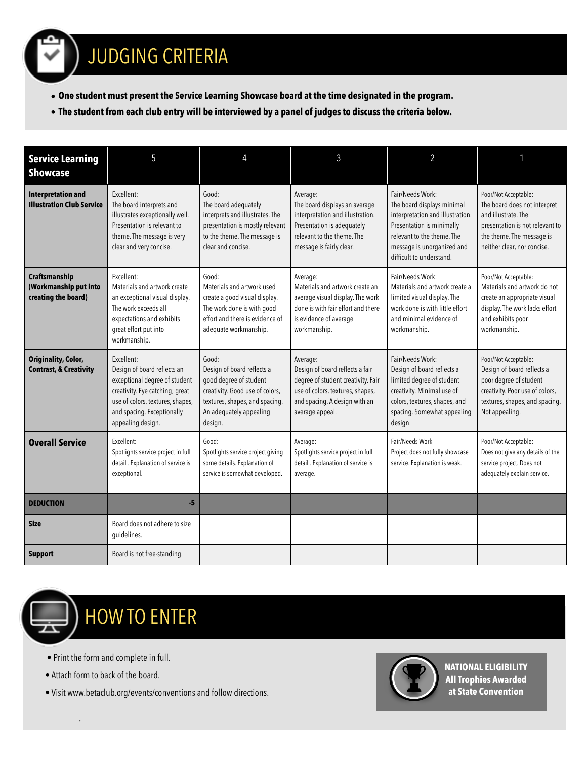# JUDGING CRITERIA

- **One student must present the Service Learning Showcase board at the time designated in the program.**
- **The student from each club entry will be interviewed by a panel of judges to discuss the criteria below.**

| **Service Learning Showcase** | 5 | 4 | 3 | 2 | 1 |
|---|---|---|---|---|---|
| **Interpretation and Illustration Club Service** | Excellent: The board interprets and illustrates exceptionally well. Presentation is relevant to theme. The message is very clear and very concise. | Good: The board adequately interprets and illustrates. The presentation is mostly relevant to the theme. The message is clear and concise. | Average: The board displays an average interpretation and illustration. Presentation is adequately relevant to the theme. The message is fairly clear. | Fair/Needs Work: The board displays minimal interpretation and illustration. Presentation is minimally relevant to the theme. The message is unorganized and difficult to understand. | Poor/Not Acceptable: The board does not interpret and illustrate. The presentation is not relevant to the theme. The message is neither clear, nor concise. |
| **Craftsmanship (Workmanship put into creating the board)** | Excellent: Materials and artwork create an exceptional visual display. The work exceeds all expectations and exhibits great effort put into workmanship. | Good: Materials and artwork used create a good visual display. The work done is with good effort and there is evidence of adequate workmanship. | Average: Materials and artwork create an average visual display. The work done is with fair effort and there is evidence of average workmanship. | Fair/Needs Work: Materials and artwork create a limited visual display. The work done is with little effort and minimal evidence of workmanship. | Poor/Not Acceptable: Materials and artwork do not create an appropriate visual display. The work lacks effort and exhibits poor workmanship. |
| **Originality, Color, Contrast, & Creativity** | Excellent: Design of board reflects an exceptional degree of student creativity. Eye catching; great use of colors, textures, shapes, and spacing. Exceptionally appealing design. | Good: Design of board reflects a good degree of student creativity. Good use of colors, textures, shapes, and spacing. An adequately appealing design. | Average: Design of board reflects a fair degree of student creativity. Fair use of colors, textures, shapes, and spacing. A design with an average appeal. | Fair/Needs Work: Design of board reflects a limited degree of student creativity. Minimal use of colors, textures, shapes, and spacing. Somewhat appealing design. | Poor/Not Acceptable: Design of board reflects a poor degree of student creativity. Poor use of colors, textures, shapes, and spacing. Not appealing. |
| **Overall Service** | Excellent: Spotlights service project in full detail . Explanation of service is exceptional. | Good: Spotlights service project giving some details. Explanation of service is somewhat developed. | Average: Spotlights service project in full detail . Explanation of service is average. | Fair/Needs Work Project does not fully showcase service. Explanation is weak. | Poor/Not Acceptable: Does not give any details of the service project. Does not adequately explain service. |
| **DEDUCTION** | -5 | | | | |
| **Size** | Board does not adhere to size guidelines. | | | | |
| **Support** | Board is not free-standing. | | | | |

# HOW TO ENTER

- Print the form and complete in full.
- Attach form to back of the board.
- Visit www.betaclub.org/events/conventions and follow directions.

**NATIONAL ELIGIBILITY**
**All Trophies Awarded at State Convention**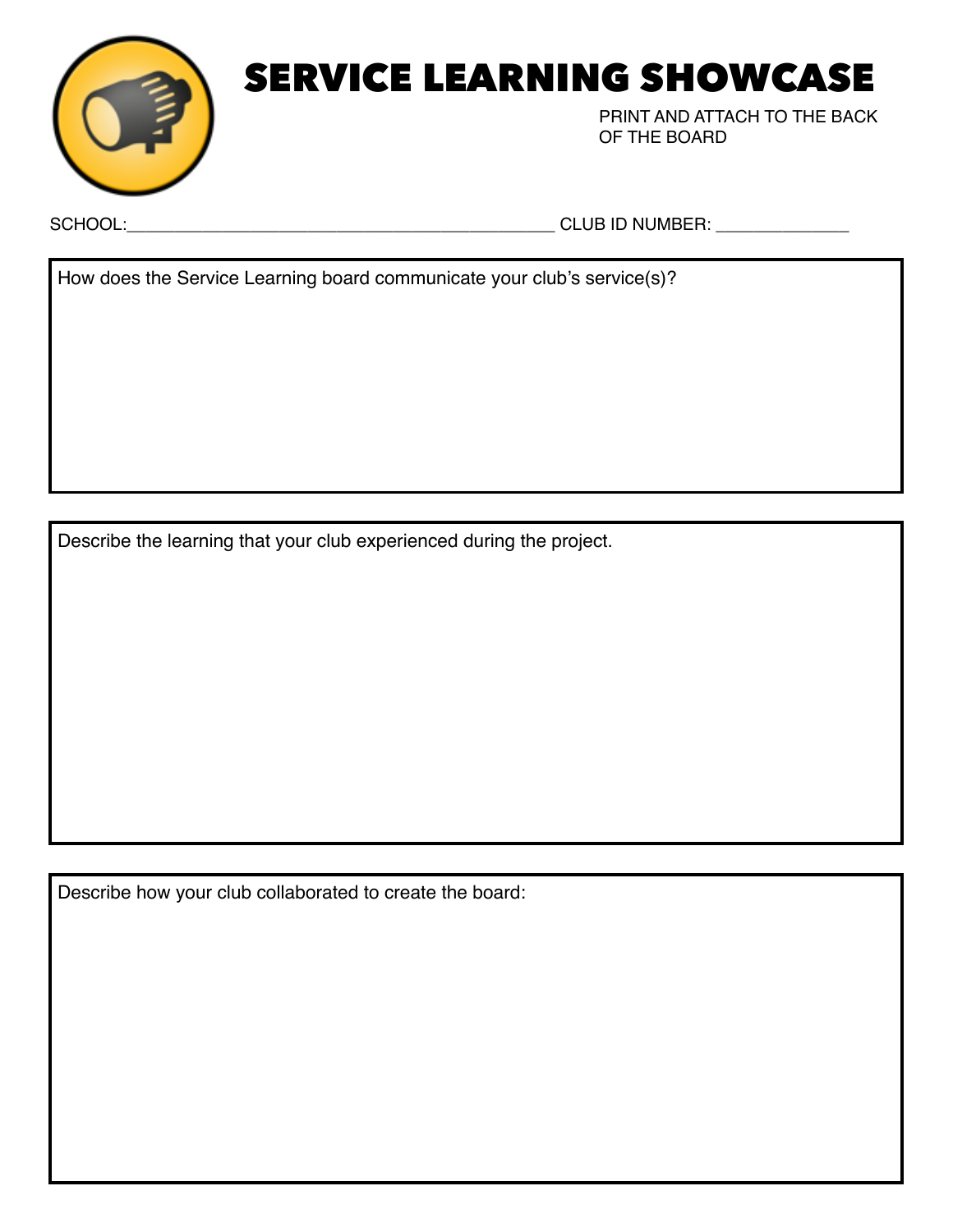# SERVICE LEARNING SHOWCASE

PRINT AND ATTACH TO THE BACK OF THE BOARD

SCHOOL:_______________________________________________ CLUB ID NUMBER: ______________

How does the Service Learning board communicate your club's service(s)?

Describe the learning that your club experienced during the project.

Describe how your club collaborated to create the board: